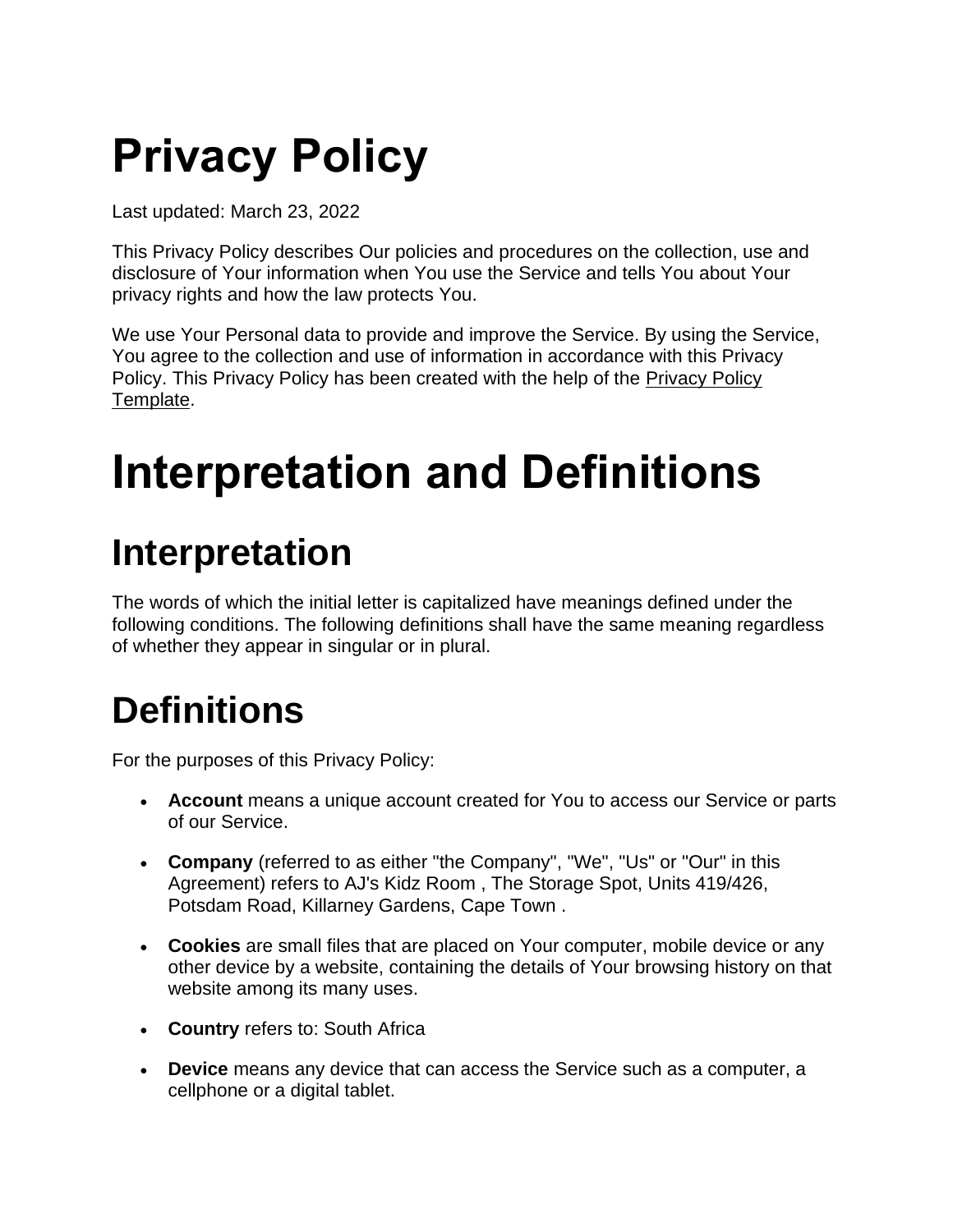# Privacy Policy

Last updated: March 23, 2022

This Privacy Policy describes Our policies and procedures on the collection, use and disclosure of Your information when You use the Service and tells You about Your privacy rights and how the law protects You.

We use Your Personal data to provide and improve the Service. By using the Service, You agree to the collection and use of information in accordance with this Privacy Policy. This Privacy Policy has been created with the help of the Privacy Policy Template.

# Interpretation and Definitions

## Interpretation

The words of which the initial letter is capitalized have meanings defined under the following conditions. The following definitions shall have the same meaning regardless of whether they appear in singular or in plural.

## Definitions

For the purposes of this Privacy Policy:

- **Account** means a unique account created for You to access our Service or parts of our Service.
- **Company** (referred to as either "the Company", "We", "Us" or "Our" in this Agreement) refers to AJ's Kidz Room , The Storage Spot, Units 419/426, Potsdam Road, Killarney Gardens, Cape Town .
- **Cookies** are small files that are placed on Your computer, mobile device or any other device by a website, containing the details of Your browsing history on that website among its many uses.
- **Country** refers to: South Africa
- **Device** means any device that can access the Service such as a computer, a cellphone or a digital tablet.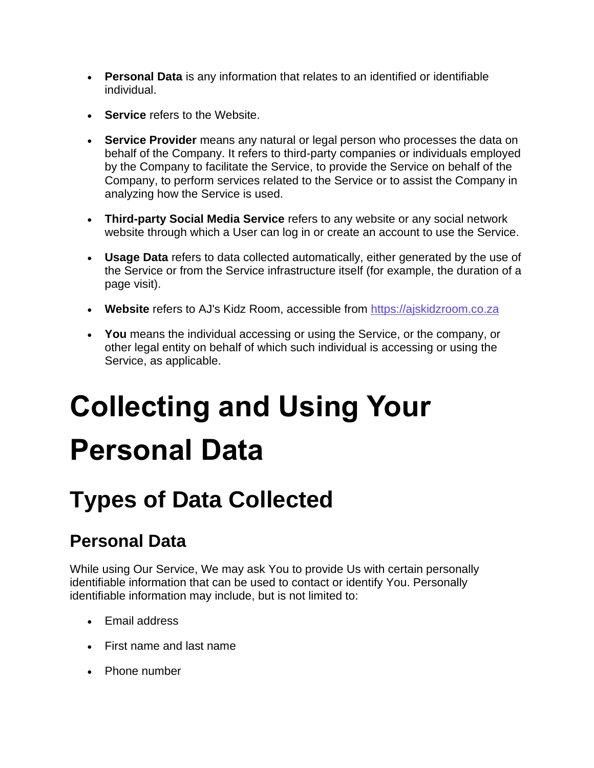- **Personal Data** is any information that relates to an identified or identifiable individual.
- **Service** refers to the Website.
- **Service Provider** means any natural or legal person who processes the data on behalf of the Company. It refers to third-party companies or individuals employed by the Company to facilitate the Service, to provide the Service on behalf of the Company, to perform services related to the Service or to assist the Company in analyzing how the Service is used.
- **Third-party Social Media Service** refers to any website or any social network website through which a User can log in or create an account to use the Service.
- **Usage Data** refers to data collected automatically, either generated by the use of the Service or from the Service infrastructure itself (for example, the duration of a page visit).
- **Website** refers to AJ's Kidz Room, accessible from [https://ajskidzroom.co.za](https://ajskidzroom.co.za)
- **You** means the individual accessing or using the Service, or the company, or other legal entity on behalf of which such individual is accessing or using the Service, as applicable.

# Collecting and Using Your Personal Data

## Types of Data Collected

### Personal Data

While using Our Service, We may ask You to provide Us with certain personally identifiable information that can be used to contact or identify You. Personally identifiable information may include, but is not limited to:

- Email address
- First name and last name
- Phone number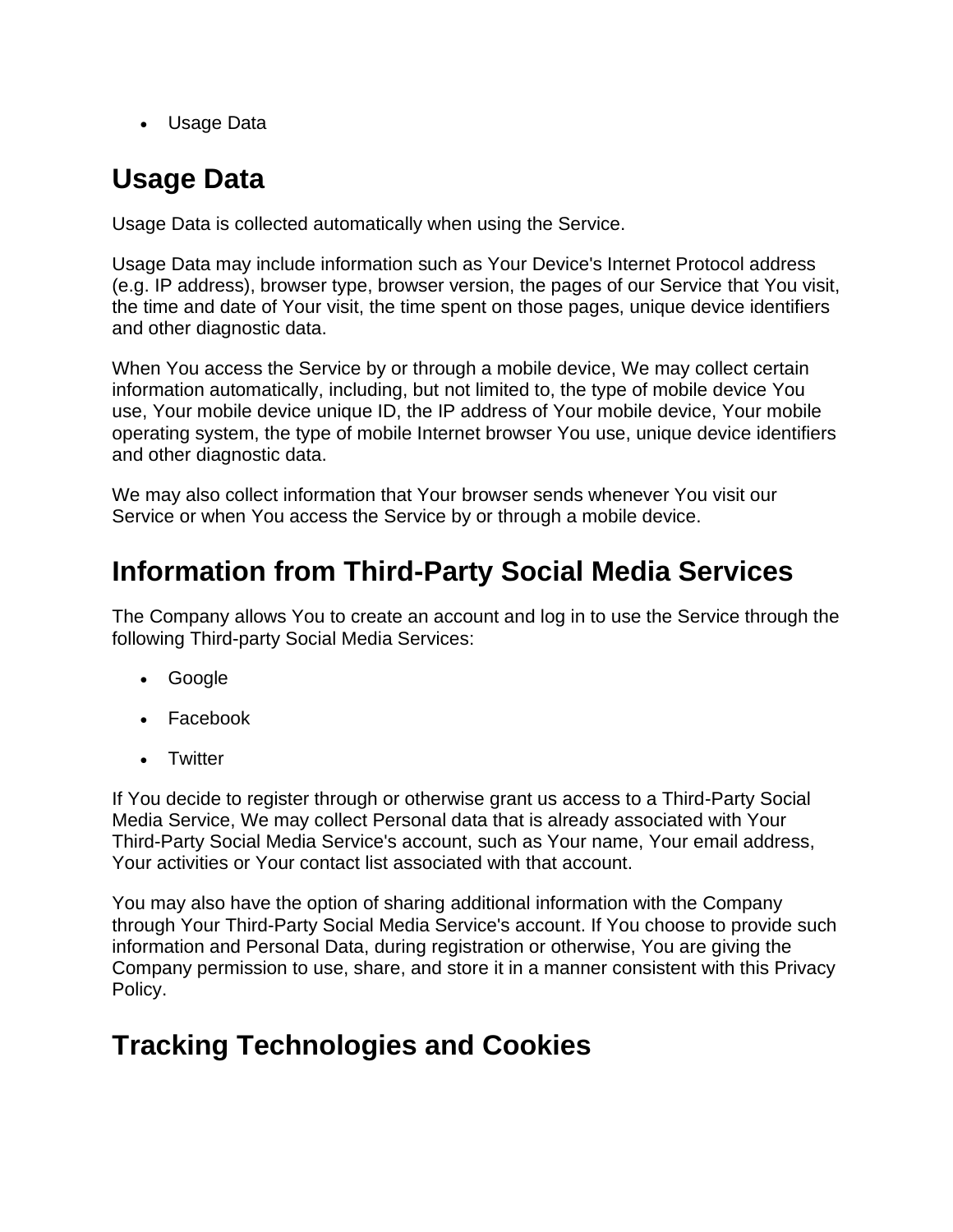- Usage Data

## Usage Data

Usage Data is collected automatically when using the Service.

Usage Data may include information such as Your Device's Internet Protocol address (e.g. IP address), browser type, browser version, the pages of our Service that You visit, the time and date of Your visit, the time spent on those pages, unique device identifiers and other diagnostic data.

When You access the Service by or through a mobile device, We may collect certain information automatically, including, but not limited to, the type of mobile device You use, Your mobile device unique ID, the IP address of Your mobile device, Your mobile operating system, the type of mobile Internet browser You use, unique device identifiers and other diagnostic data.

We may also collect information that Your browser sends whenever You visit our Service or when You access the Service by or through a mobile device.

## Information from Third-Party Social Media Services

The Company allows You to create an account and log in to use the Service through the following Third-party Social Media Services:

- Google
- Facebook
- Twitter

If You decide to register through or otherwise grant us access to a Third-Party Social Media Service, We may collect Personal data that is already associated with Your Third-Party Social Media Service's account, such as Your name, Your email address, Your activities or Your contact list associated with that account.

You may also have the option of sharing additional information with the Company through Your Third-Party Social Media Service's account. If You choose to provide such information and Personal Data, during registration or otherwise, You are giving the Company permission to use, share, and store it in a manner consistent with this Privacy Policy.

## Tracking Technologies and Cookies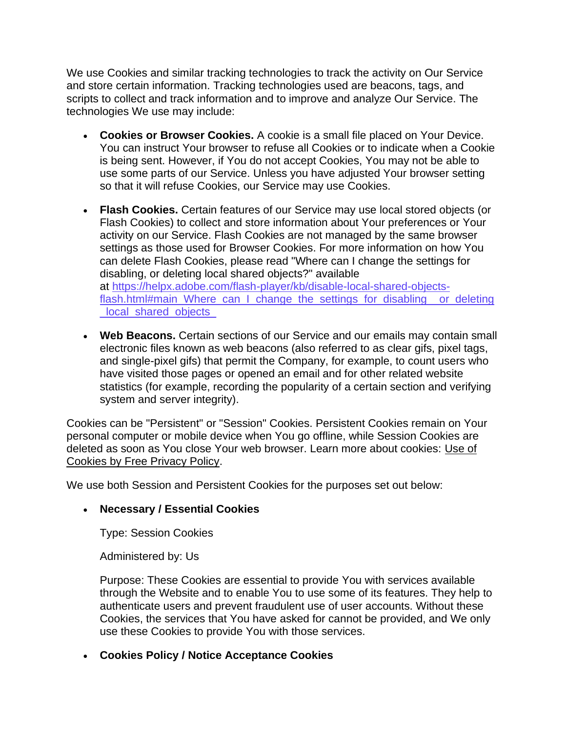We use Cookies and similar tracking technologies to track the activity on Our Service and store certain information. Tracking technologies used are beacons, tags, and scripts to collect and track information and to improve and analyze Our Service. The technologies We use may include:

- **Cookies or Browser Cookies.** A cookie is a small file placed on Your Device. You can instruct Your browser to refuse all Cookies or to indicate when a Cookie is being sent. However, if You do not accept Cookies, You may not be able to use some parts of our Service. Unless you have adjusted Your browser setting so that it will refuse Cookies, our Service may use Cookies.
- **Flash Cookies.** Certain features of our Service may use local stored objects (or Flash Cookies) to collect and store information about Your preferences or Your activity on our Service. Flash Cookies are not managed by the same browser settings as those used for Browser Cookies. For more information on how You can delete Flash Cookies, please read "Where can I change the settings for disabling, or deleting local shared objects?" available at [https://helpx.adobe.com/flash-player/kb/disable-local-shared-objects-flash.html#main_Where_can_I_change_the_settings_for_disabling__or_deleting_local_shared_objects_](https://helpx.adobe.com/flash-player/kb/disable-local-shared-objects-flash.html#main_Where_can_I_change_the_settings_for_disabling__or_deleting_local_shared_objects_)
- **Web Beacons.** Certain sections of our Service and our emails may contain small electronic files known as web beacons (also referred to as clear gifs, pixel tags, and single-pixel gifs) that permit the Company, for example, to count users who have visited those pages or opened an email and for other related website statistics (for example, recording the popularity of a certain section and verifying system and server integrity).

Cookies can be "Persistent" or "Session" Cookies. Persistent Cookies remain on Your personal computer or mobile device when You go offline, while Session Cookies are deleted as soon as You close Your web browser. Learn more about cookies: Use of Cookies by Free Privacy Policy.

We use both Session and Persistent Cookies for the purposes set out below:

- **Necessary / Essential Cookies**

  Type: Session Cookies

  Administered by: Us

  Purpose: These Cookies are essential to provide You with services available through the Website and to enable You to use some of its features. They help to authenticate users and prevent fraudulent use of user accounts. Without these Cookies, the services that You have asked for cannot be provided, and We only use these Cookies to provide You with those services.

- **Cookies Policy / Notice Acceptance Cookies**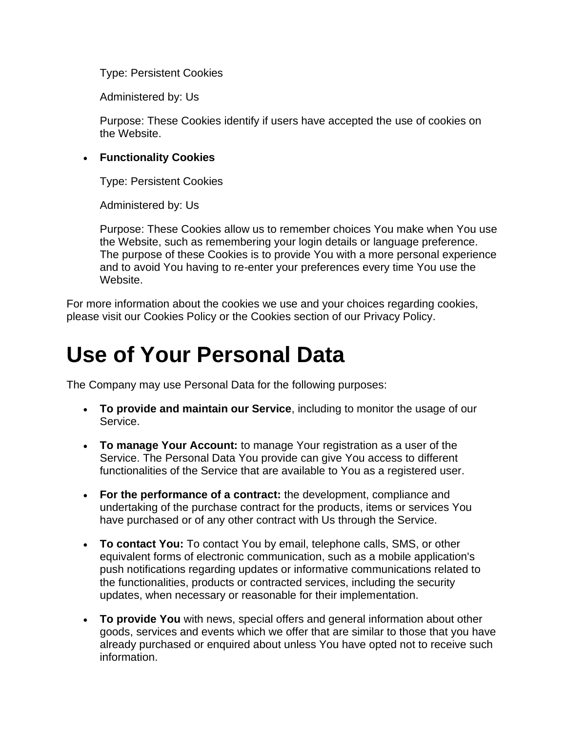Type: Persistent Cookies

Administered by: Us

Purpose: These Cookies identify if users have accepted the use of cookies on the Website.

- **Functionality Cookies**

  Type: Persistent Cookies

  Administered by: Us

  Purpose: These Cookies allow us to remember choices You make when You use the Website, such as remembering your login details or language preference. The purpose of these Cookies is to provide You with a more personal experience and to avoid You having to re-enter your preferences every time You use the Website.

For more information about the cookies we use and your choices regarding cookies, please visit our Cookies Policy or the Cookies section of our Privacy Policy.

# Use of Your Personal Data

The Company may use Personal Data for the following purposes:

- **To provide and maintain our Service**, including to monitor the usage of our Service.
- **To manage Your Account:** to manage Your registration as a user of the Service. The Personal Data You provide can give You access to different functionalities of the Service that are available to You as a registered user.
- **For the performance of a contract:** the development, compliance and undertaking of the purchase contract for the products, items or services You have purchased or of any other contract with Us through the Service.
- **To contact You:** To contact You by email, telephone calls, SMS, or other equivalent forms of electronic communication, such as a mobile application's push notifications regarding updates or informative communications related to the functionalities, products or contracted services, including the security updates, when necessary or reasonable for their implementation.
- **To provide You** with news, special offers and general information about other goods, services and events which we offer that are similar to those that you have already purchased or enquired about unless You have opted not to receive such information.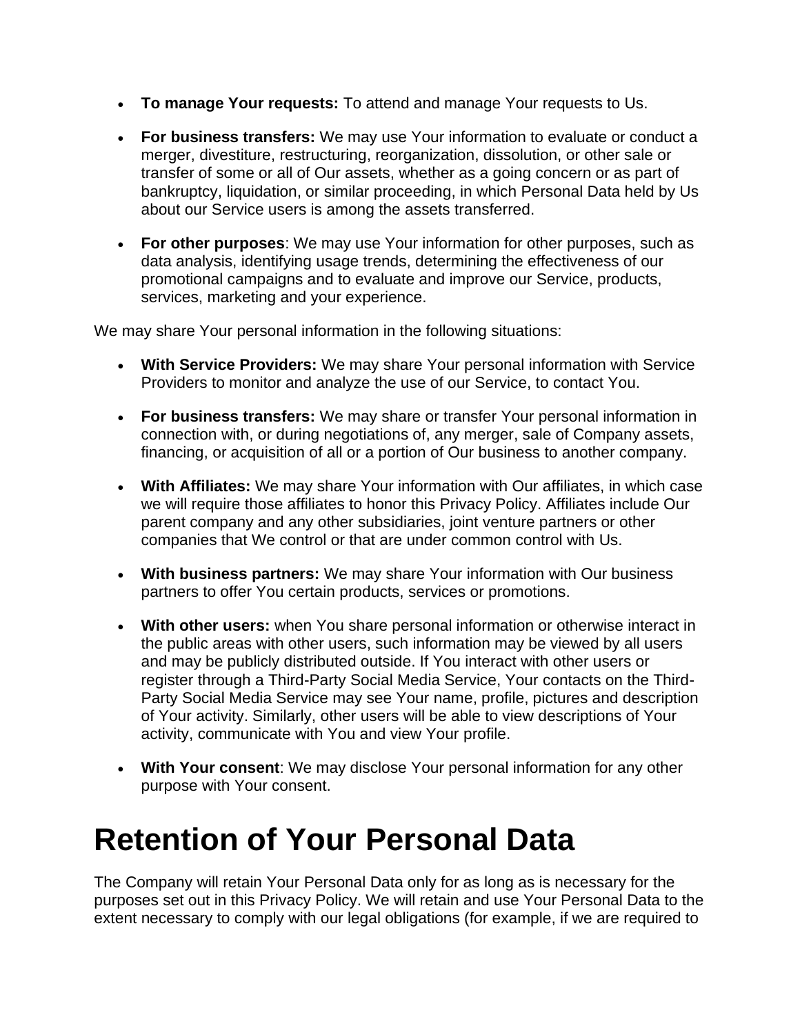- **To manage Your requests:** To attend and manage Your requests to Us.
- **For business transfers:** We may use Your information to evaluate or conduct a merger, divestiture, restructuring, reorganization, dissolution, or other sale or transfer of some or all of Our assets, whether as a going concern or as part of bankruptcy, liquidation, or similar proceeding, in which Personal Data held by Us about our Service users is among the assets transferred.
- **For other purposes**: We may use Your information for other purposes, such as data analysis, identifying usage trends, determining the effectiveness of our promotional campaigns and to evaluate and improve our Service, products, services, marketing and your experience.

We may share Your personal information in the following situations:

- **With Service Providers:** We may share Your personal information with Service Providers to monitor and analyze the use of our Service, to contact You.
- **For business transfers:** We may share or transfer Your personal information in connection with, or during negotiations of, any merger, sale of Company assets, financing, or acquisition of all or a portion of Our business to another company.
- **With Affiliates:** We may share Your information with Our affiliates, in which case we will require those affiliates to honor this Privacy Policy. Affiliates include Our parent company and any other subsidiaries, joint venture partners or other companies that We control or that are under common control with Us.
- **With business partners:** We may share Your information with Our business partners to offer You certain products, services or promotions.
- **With other users:** when You share personal information or otherwise interact in the public areas with other users, such information may be viewed by all users and may be publicly distributed outside. If You interact with other users or register through a Third-Party Social Media Service, Your contacts on the Third-Party Social Media Service may see Your name, profile, pictures and description of Your activity. Similarly, other users will be able to view descriptions of Your activity, communicate with You and view Your profile.
- **With Your consent**: We may disclose Your personal information for any other purpose with Your consent.

# Retention of Your Personal Data

The Company will retain Your Personal Data only for as long as is necessary for the purposes set out in this Privacy Policy. We will retain and use Your Personal Data to the extent necessary to comply with our legal obligations (for example, if we are required to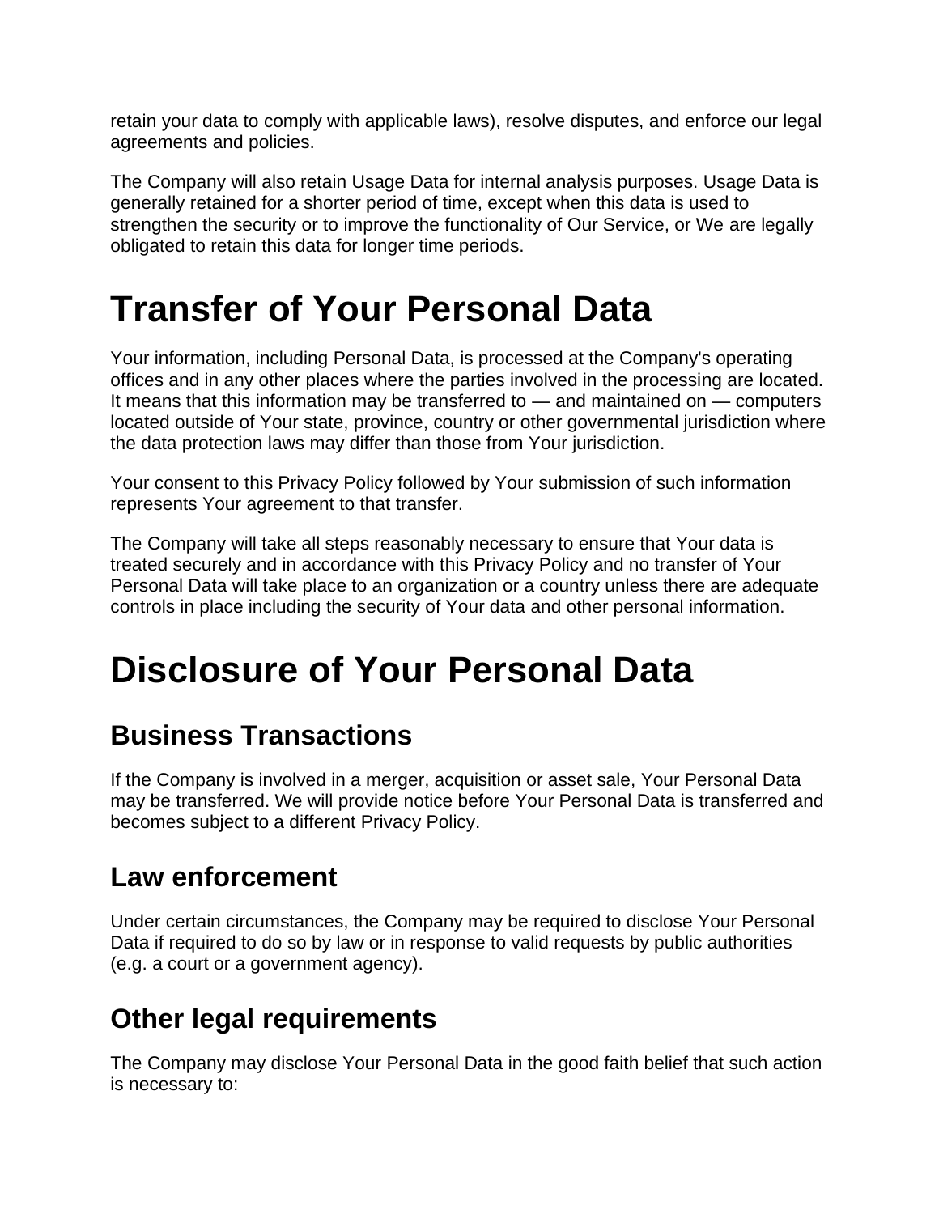retain your data to comply with applicable laws), resolve disputes, and enforce our legal agreements and policies.

The Company will also retain Usage Data for internal analysis purposes. Usage Data is generally retained for a shorter period of time, except when this data is used to strengthen the security or to improve the functionality of Our Service, or We are legally obligated to retain this data for longer time periods.

# Transfer of Your Personal Data

Your information, including Personal Data, is processed at the Company's operating offices and in any other places where the parties involved in the processing are located. It means that this information may be transferred to — and maintained on — computers located outside of Your state, province, country or other governmental jurisdiction where the data protection laws may differ than those from Your jurisdiction.

Your consent to this Privacy Policy followed by Your submission of such information represents Your agreement to that transfer.

The Company will take all steps reasonably necessary to ensure that Your data is treated securely and in accordance with this Privacy Policy and no transfer of Your Personal Data will take place to an organization or a country unless there are adequate controls in place including the security of Your data and other personal information.

# Disclosure of Your Personal Data

## Business Transactions

If the Company is involved in a merger, acquisition or asset sale, Your Personal Data may be transferred. We will provide notice before Your Personal Data is transferred and becomes subject to a different Privacy Policy.

## Law enforcement

Under certain circumstances, the Company may be required to disclose Your Personal Data if required to do so by law or in response to valid requests by public authorities (e.g. a court or a government agency).

## Other legal requirements

The Company may disclose Your Personal Data in the good faith belief that such action is necessary to: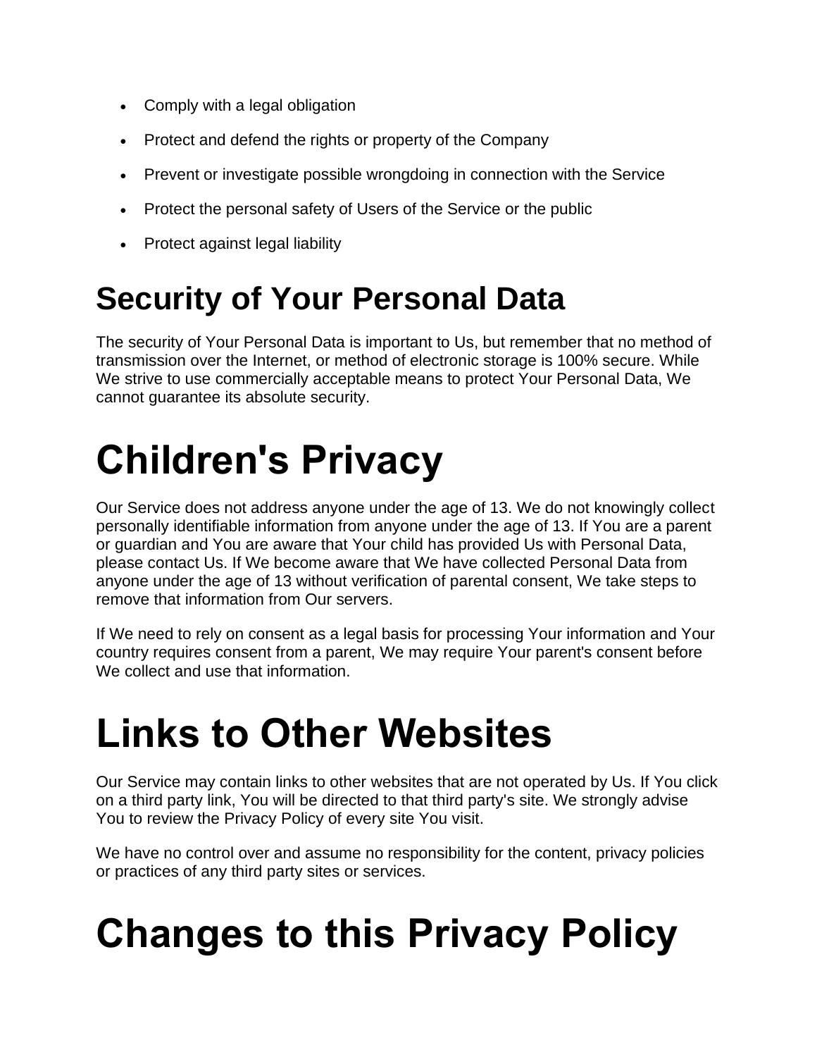- Comply with a legal obligation
- Protect and defend the rights or property of the Company
- Prevent or investigate possible wrongdoing in connection with the Service
- Protect the personal safety of Users of the Service or the public
- Protect against legal liability

## Security of Your Personal Data

The security of Your Personal Data is important to Us, but remember that no method of transmission over the Internet, or method of electronic storage is 100% secure. While We strive to use commercially acceptable means to protect Your Personal Data, We cannot guarantee its absolute security.

# Children's Privacy

Our Service does not address anyone under the age of 13. We do not knowingly collect personally identifiable information from anyone under the age of 13. If You are a parent or guardian and You are aware that Your child has provided Us with Personal Data, please contact Us. If We become aware that We have collected Personal Data from anyone under the age of 13 without verification of parental consent, We take steps to remove that information from Our servers.

If We need to rely on consent as a legal basis for processing Your information and Your country requires consent from a parent, We may require Your parent's consent before We collect and use that information.

# Links to Other Websites

Our Service may contain links to other websites that are not operated by Us. If You click on a third party link, You will be directed to that third party's site. We strongly advise You to review the Privacy Policy of every site You visit.

We have no control over and assume no responsibility for the content, privacy policies or practices of any third party sites or services.

# Changes to this Privacy Policy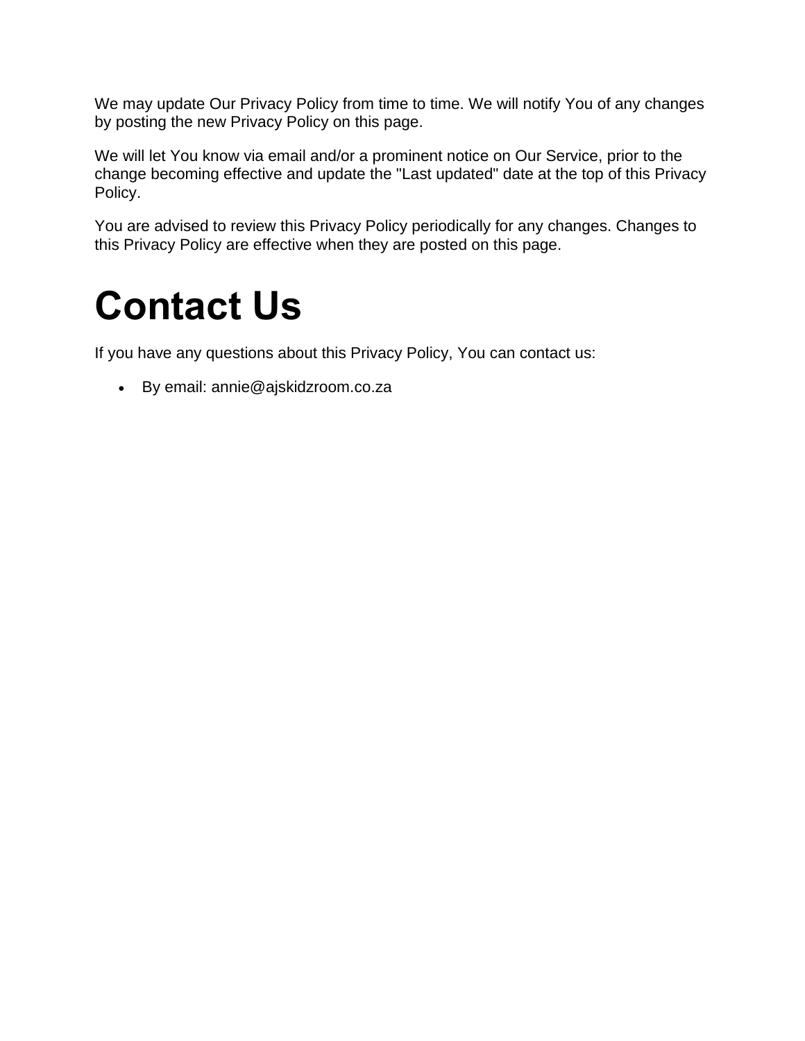We may update Our Privacy Policy from time to time. We will notify You of any changes by posting the new Privacy Policy on this page.

We will let You know via email and/or a prominent notice on Our Service, prior to the change becoming effective and update the "Last updated" date at the top of this Privacy Policy.

You are advised to review this Privacy Policy periodically for any changes. Changes to this Privacy Policy are effective when they are posted on this page.

# Contact Us

If you have any questions about this Privacy Policy, You can contact us:

- By email: annie@ajskidzroom.co.za